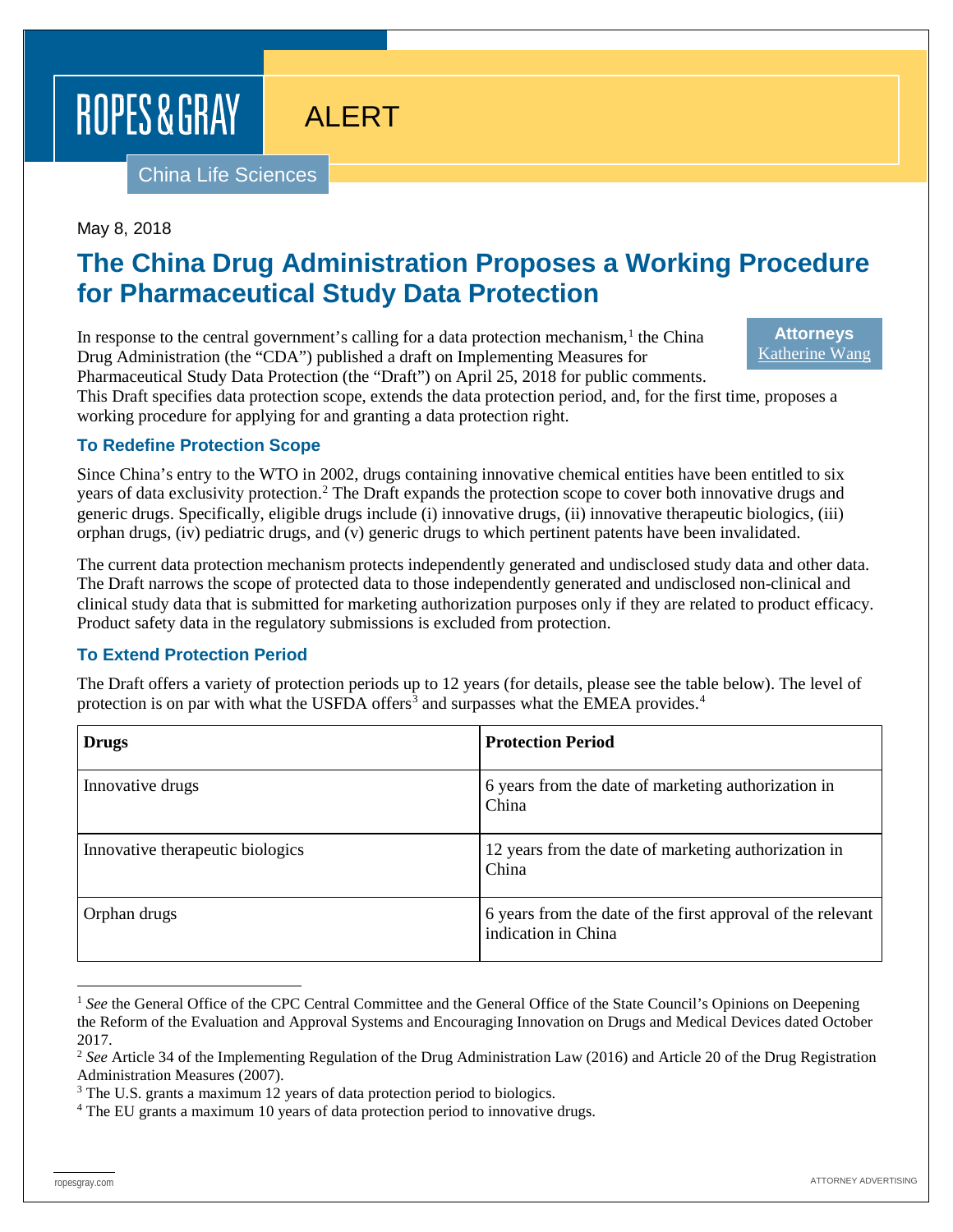ROPES & GRAY

ALERT

China Life Sciences

May 8, 2018

# The China Drug Administration Proposes a Working Procedure for Pharmaceutical Study Data Protection

**Attorneys**
Katherine Wang

In response to the central government's calling for a data protection mechanism,[1] the China Drug Administration (the "CDA") published a draft on Implementing Measures for Pharmaceutical Study Data Protection (the "Draft") on April 25, 2018 for public comments. This Draft specifies data protection scope, extends the data protection period, and, for the first time, proposes a working procedure for applying for and granting a data protection right.

## To Redefine Protection Scope

Since China's entry to the WTO in 2002, drugs containing innovative chemical entities have been entitled to six years of data exclusivity protection.[2] The Draft expands the protection scope to cover both innovative drugs and generic drugs. Specifically, eligible drugs include (i) innovative drugs, (ii) innovative therapeutic biologics, (iii) orphan drugs, (iv) pediatric drugs, and (v) generic drugs to which pertinent patents have been invalidated.

The current data protection mechanism protects independently generated and undisclosed study data and other data. The Draft narrows the scope of protected data to those independently generated and undisclosed non-clinical and clinical study data that is submitted for marketing authorization purposes only if they are related to product efficacy. Product safety data in the regulatory submissions is excluded from protection.

## To Extend Protection Period

The Draft offers a variety of protection periods up to 12 years (for details, please see the table below). The level of protection is on par with what the USFDA offers[3] and surpasses what the EMEA provides.[4]

| **Drugs** | **Protection Period** |
|---|---|
| Innovative drugs | 6 years from the date of marketing authorization in China |
| Innovative therapeutic biologics | 12 years from the date of marketing authorization in China |
| Orphan drugs | 6 years from the date of the first approval of the relevant indication in China |

---

[1] *See* the General Office of the CPC Central Committee and the General Office of the State Council's Opinions on Deepening the Reform of the Evaluation and Approval Systems and Encouraging Innovation on Drugs and Medical Devices dated October 2017.

[2] *See* Article 34 of the Implementing Regulation of the Drug Administration Law (2016) and Article 20 of the Drug Registration Administration Measures (2007).

[3] The U.S. grants a maximum 12 years of data protection period to biologics.

[4] The EU grants a maximum 10 years of data protection period to innovative drugs.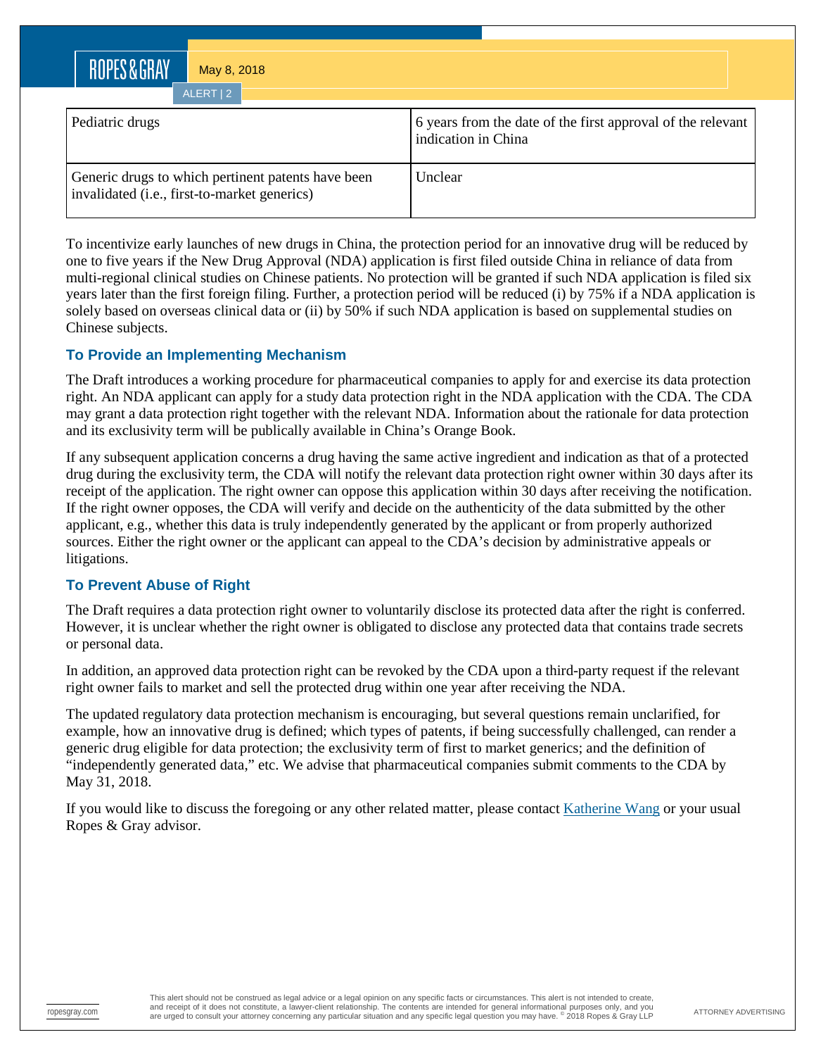| | |
|---|---|
| Pediatric drugs | 6 years from the date of the first approval of the relevant indication in China |
| Generic drugs to which pertinent patents have been invalidated (i.e., first-to-market generics) | Unclear |

To incentivize early launches of new drugs in China, the protection period for an innovative drug will be reduced by one to five years if the New Drug Approval (NDA) application is first filed outside China in reliance of data from multi-regional clinical studies on Chinese patients. No protection will be granted if such NDA application is filed six years later than the first foreign filing. Further, a protection period will be reduced (i) by 75% if a NDA application is solely based on overseas clinical data or (ii) by 50% if such NDA application is based on supplemental studies on Chinese subjects.

### To Provide an Implementing Mechanism

The Draft introduces a working procedure for pharmaceutical companies to apply for and exercise its data protection right. An NDA applicant can apply for a study data protection right in the NDA application with the CDA. The CDA may grant a data protection right together with the relevant NDA. Information about the rationale for data protection and its exclusivity term will be publically available in China's Orange Book.

If any subsequent application concerns a drug having the same active ingredient and indication as that of a protected drug during the exclusivity term, the CDA will notify the relevant data protection right owner within 30 days after its receipt of the application. The right owner can oppose this application within 30 days after receiving the notification. If the right owner opposes, the CDA will verify and decide on the authenticity of the data submitted by the other applicant, e.g., whether this data is truly independently generated by the applicant or from properly authorized sources. Either the right owner or the applicant can appeal to the CDA's decision by administrative appeals or litigations.

### To Prevent Abuse of Right

The Draft requires a data protection right owner to voluntarily disclose its protected data after the right is conferred. However, it is unclear whether the right owner is obligated to disclose any protected data that contains trade secrets or personal data.

In addition, an approved data protection right can be revoked by the CDA upon a third-party request if the relevant right owner fails to market and sell the protected drug within one year after receiving the NDA.

The updated regulatory data protection mechanism is encouraging, but several questions remain unclarified, for example, how an innovative drug is defined; which types of patents, if being successfully challenged, can render a generic drug eligible for data protection; the exclusivity term of first to market generics; and the definition of "independently generated data," etc. We advise that pharmaceutical companies submit comments to the CDA by May 31, 2018.

If you would like to discuss the foregoing or any other related matter, please contact Katherine Wang or your usual Ropes & Gray advisor.